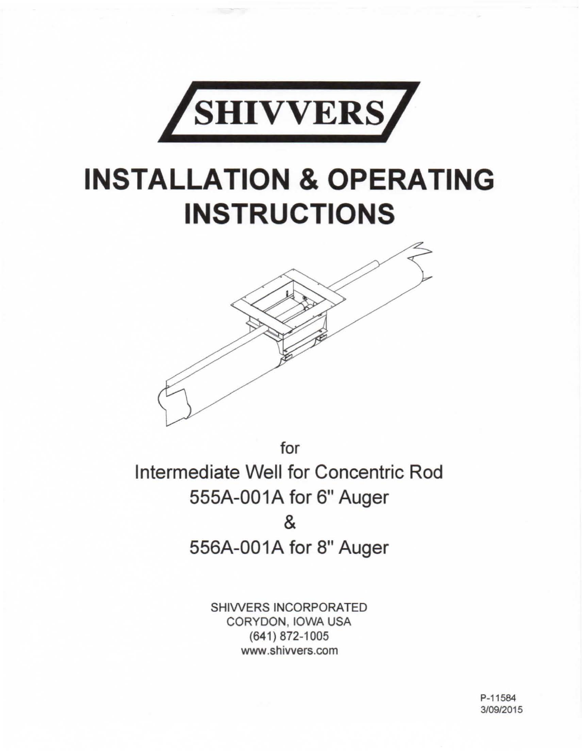# SHIVVERS

# INSTALLATION & OPERATING INSTRUCTIONS

for

Intermediate Well for Concentric Rod

555A-001A for 6" Auger

&

556A-001A for 8" Auger

SHIVVERS INCORPORATED
CORYDON, IOWA USA
(641) 872-1005
www.shivvers.com

P-11584
3/09/2015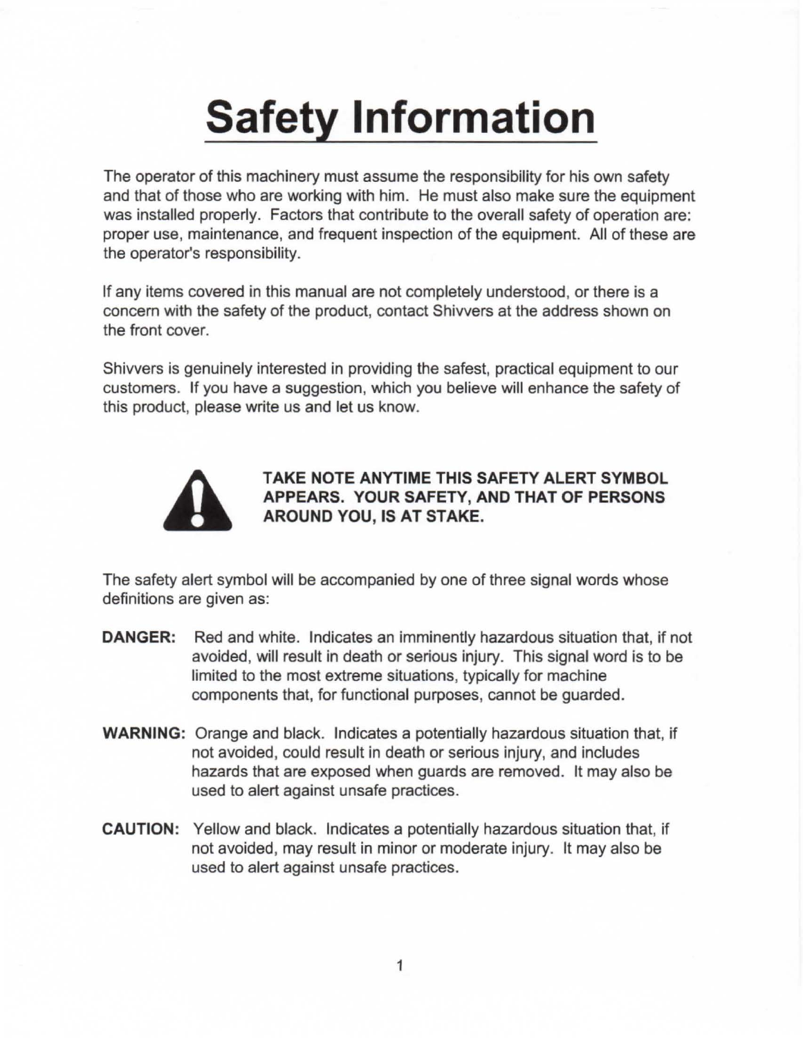# Safety Information

The operator of this machinery must assume the responsibility for his own safety and that of those who are working with him. He must also make sure the equipment was installed properly. Factors that contribute to the overall safety of operation are: proper use, maintenance, and frequent inspection of the equipment. All of these are the operator's responsibility.

If any items covered in this manual are not completely understood, or there is a concern with the safety of the product, contact Shivvers at the address shown on the front cover.

Shivvers is genuinely interested in providing the safest, practical equipment to our customers. If you have a suggestion, which you believe will enhance the safety of this product, please write us and let us know.

**TAKE NOTE ANYTIME THIS SAFETY ALERT SYMBOL APPEARS. YOUR SAFETY, AND THAT OF PERSONS AROUND YOU, IS AT STAKE.**

The safety alert symbol will be accompanied by one of three signal words whose definitions are given as:

**DANGER:** Red and white. Indicates an imminently hazardous situation that, if not avoided, will result in death or serious injury. This signal word is to be limited to the most extreme situations, typically for machine components that, for functional purposes, cannot be guarded.

**WARNING:** Orange and black. Indicates a potentially hazardous situation that, if not avoided, could result in death or serious injury, and includes hazards that are exposed when guards are removed. It may also be used to alert against unsafe practices.

**CAUTION:** Yellow and black. Indicates a potentially hazardous situation that, if not avoided, may result in minor or moderate injury. It may also be used to alert against unsafe practices.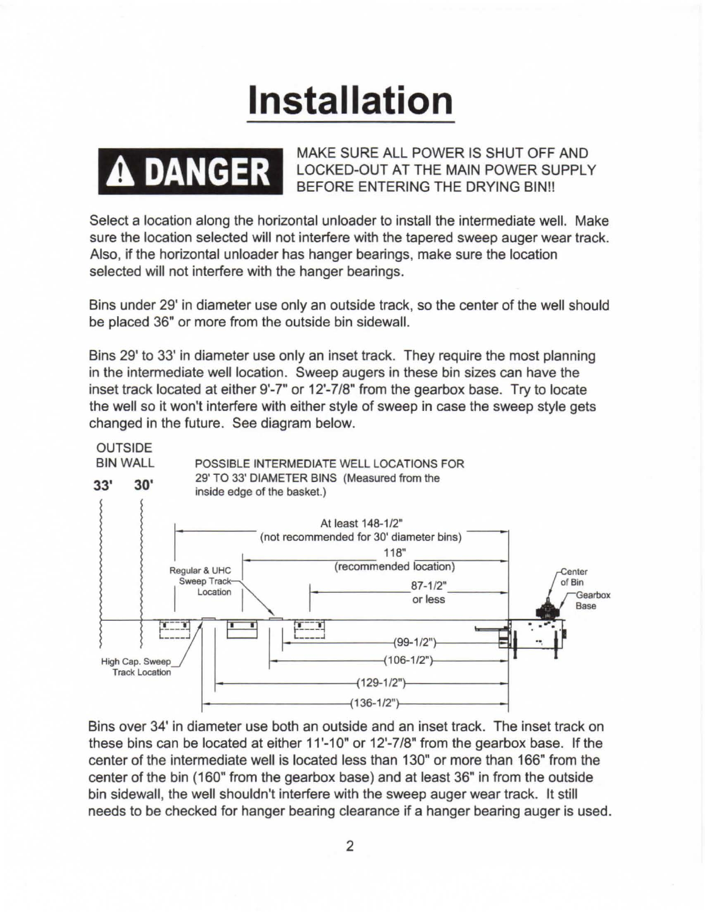# Installation

**⚠ DANGER** MAKE SURE ALL POWER IS SHUT OFF AND LOCKED-OUT AT THE MAIN POWER SUPPLY BEFORE ENTERING THE DRYING BIN!!

Select a location along the horizontal unloader to install the intermediate well. Make sure the location selected will not interfere with the tapered sweep auger wear track. Also, if the horizontal unloader has hanger bearings, make sure the location selected will not interfere with the hanger bearings.

Bins under 29' in diameter use only an outside track, so the center of the well should be placed 36" or more from the outside bin sidewall.

Bins 29' to 33' in diameter use only an inset track. They require the most planning in the intermediate well location. Sweep augers in these bin sizes can have the inset track located at either 9'-7" or 12'-7/8" from the gearbox base. Try to locate the well so it won't interfere with either style of sweep in case the sweep style gets changed in the future. See diagram below.

OUTSIDE BIN WALL

33' 30'

POSSIBLE INTERMEDIATE WELL LOCATIONS FOR 29' TO 33' DIAMETER BINS (Measured from the inside edge of the basket.)

At least 148-1/2" (not recommended for 30' diameter bins)

118" (recommended location)

87-1/2" or less

Regular & UHC Sweep Track Location

High Cap. Sweep Track Location

Center of Bin

Gearbox Base

(99-1/2")

(106-1/2")

(129-1/2")

(136-1/2")

Bins over 34' in diameter use both an outside and an inset track. The inset track on these bins can be located at either 11'-10" or 12'-7/8" from the gearbox base. If the center of the intermediate well is located less than 130" or more than 166" from the center of the bin (160" from the gearbox base) and at least 36" in from the outside bin sidewall, the well shouldn't interfere with the sweep auger wear track. It still needs to be checked for hanger bearing clearance if a hanger bearing auger is used.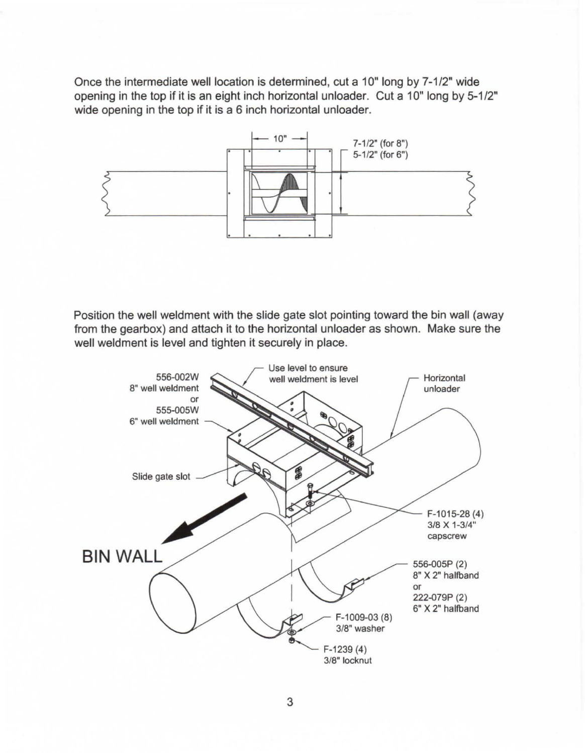Once the intermediate well location is determined, cut a 10" long by 7-1/2" wide opening in the top if it is an eight inch horizontal unloader. Cut a 10" long by 5-1/2" wide opening in the top if it is a 6 inch horizontal unloader.

Position the well weldment with the slide gate slot pointing toward the bin wall (away from the gearbox) and attach it to the horizontal unloader as shown. Make sure the well weldment is level and tighten it securely in place.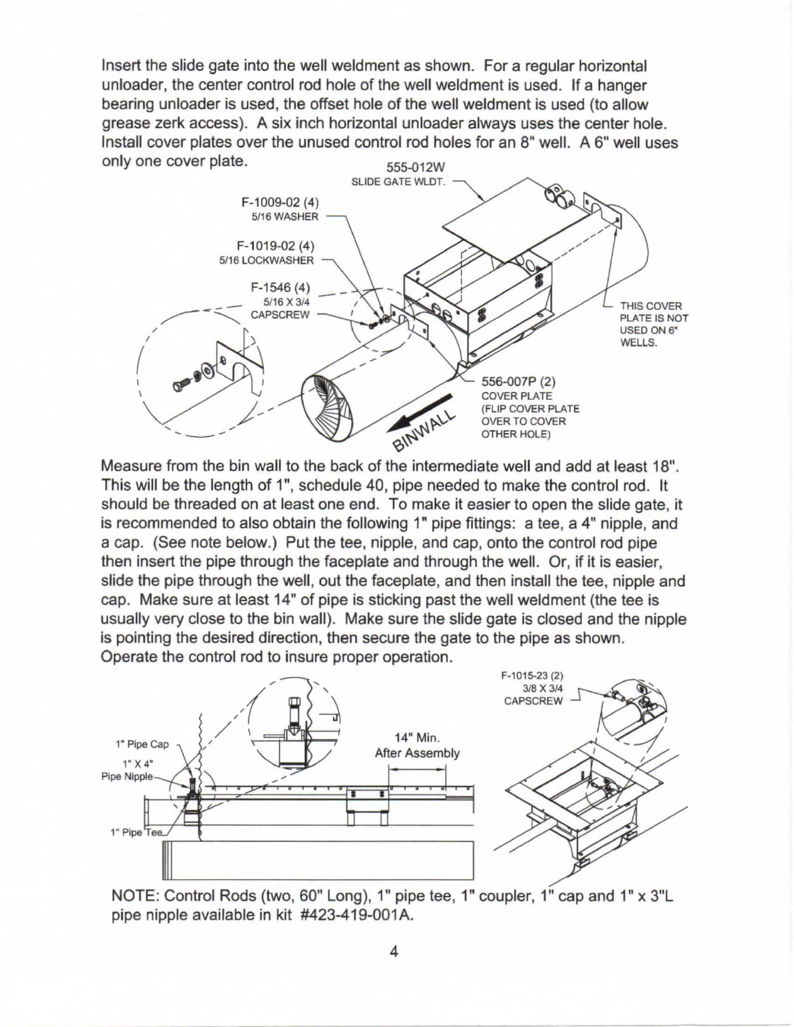Insert the slide gate into the well weldment as shown. For a regular horizontal unloader, the center control rod hole of the well weldment is used. If a hanger bearing unloader is used, the offset hole of the well weldment is used (to allow grease zerk access). A six inch horizontal unloader always uses the center hole. Install cover plates over the unused control rod holes for an 8" well. A 6" well uses only one cover plate.

Measure from the bin wall to the back of the intermediate well and add at least 18". This will be the length of 1", schedule 40, pipe needed to make the control rod. It should be threaded on at least one end. To make it easier to open the slide gate, it is recommended to also obtain the following 1" pipe fittings: a tee, a 4" nipple, and a cap. (See note below.) Put the tee, nipple, and cap, onto the control rod pipe then insert the pipe through the faceplate and through the well. Or, if it is easier, slide the pipe through the well, out the faceplate, and then install the tee, nipple and cap. Make sure at least 14" of pipe is sticking past the well weldment (the tee is usually very close to the bin wall). Make sure the slide gate is closed and the nipple is pointing the desired direction, then secure the gate to the pipe as shown. Operate the control rod to insure proper operation.

NOTE: Control Rods (two, 60" Long), 1" pipe tee, 1" coupler, 1" cap and 1" x 3"L pipe nipple available in kit #423-419-001A.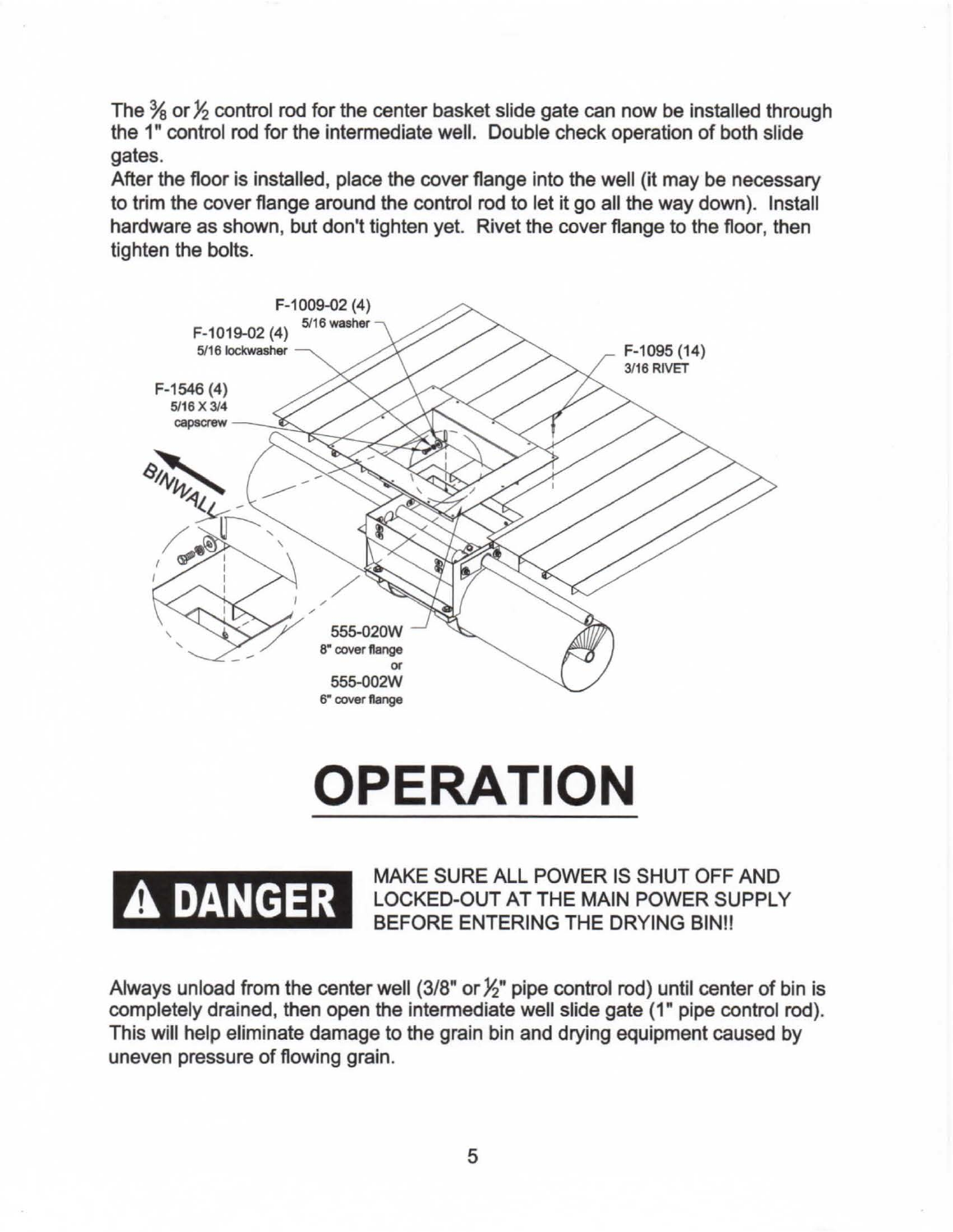The ⅜ or ½ control rod for the center basket slide gate can now be installed through the 1" control rod for the intermediate well. Double check operation of both slide gates.

After the floor is installed, place the cover flange into the well (it may be necessary to trim the cover flange around the control rod to let it go all the way down). Install hardware as shown, but don't tighten yet. Rivet the cover flange to the floor, then tighten the bolts.

F-1009-02 (4)
5/16 washer

F-1019-02 (4)
5/16 lockwasher

F-1546 (4)
5/16 X 3/4
capscrew

F-1095 (14)
3/16 RIVET

BINWALL

555-020W
8" cover flange
or
555-002W
6" cover flange

# OPERATION

**⚠ DANGER** MAKE SURE ALL POWER IS SHUT OFF AND LOCKED-OUT AT THE MAIN POWER SUPPLY BEFORE ENTERING THE DRYING BIN!!

Always unload from the center well (3/8" or ½" pipe control rod) until center of bin is completely drained, then open the intermediate well slide gate (1" pipe control rod). This will help eliminate damage to the grain bin and drying equipment caused by uneven pressure of flowing grain.